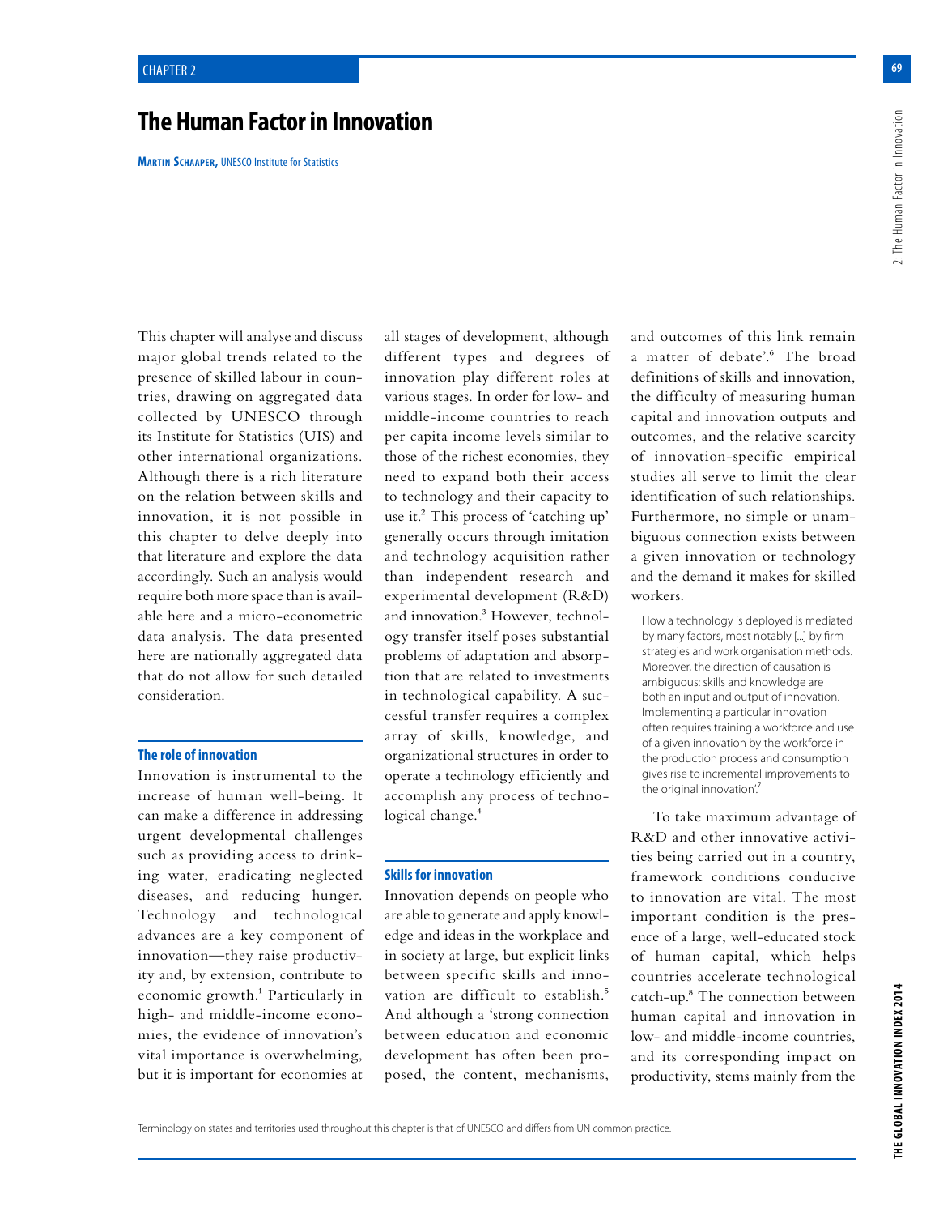# The Human Factor in Innovation

**Martin Schaaper,** UNESCO Institute for Statistics

This chapter will analyse and discuss major global trends related to the presence of skilled labour in countries, drawing on aggregated data collected by UNESCO through its Institute for Statistics (UIS) and other international organizations. Although there is a rich literature on the relation between skills and innovation, it is not possible in this chapter to delve deeply into that literature and explore the data accordingly. Such an analysis would require both more space than is available here and a micro-econometric data analysis. The data presented here are nationally aggregated data that do not allow for such detailed consideration.

## The role of innovation

Innovation is instrumental to the increase of human well-being. It can make a difference in addressing urgent developmental challenges such as providing access to drinking water, eradicating neglected diseases, and reducing hunger. Technology and technological advances are a key component of innovation—they raise productivity and, by extension, contribute to economic growth.[1] Particularly in high- and middle-income economies, the evidence of innovation's vital importance is overwhelming, but it is important for economies at all stages of development, although different types and degrees of innovation play different roles at various stages. In order for low- and middle-income countries to reach per capita income levels similar to those of the richest economies, they need to expand both their access to technology and their capacity to use it.[2] This process of 'catching up' generally occurs through imitation and technology acquisition rather than independent research and experimental development (R&D) and innovation.[3] However, technology transfer itself poses substantial problems of adaptation and absorption that are related to investments in technological capability. A successful transfer requires a complex array of skills, knowledge, and organizational structures in order to operate a technology efficiently and accomplish any process of technological change.[4]

## Skills for innovation

Innovation depends on people who are able to generate and apply knowledge and ideas in the workplace and in society at large, but explicit links between specific skills and innovation are difficult to establish.[5] And although a 'strong connection between education and economic development has often been proposed, the content, mechanisms, and outcomes of this link remain a matter of debate'.[6] The broad definitions of skills and innovation, the difficulty of measuring human capital and innovation outputs and outcomes, and the relative scarcity of innovation-specific empirical studies all serve to limit the clear identification of such relationships. Furthermore, no simple or unambiguous connection exists between a given innovation or technology and the demand it makes for skilled workers.

> How a technology is deployed is mediated by many factors, most notably [...] by firm strategies and work organisation methods. Moreover, the direction of causation is ambiguous: skills and knowledge are both an input and output of innovation. Implementing a particular innovation often requires training a workforce and use of a given innovation by the workforce in the production process and consumption gives rise to incremental improvements to the original innovation'.[7]

To take maximum advantage of R&D and other innovative activities being carried out in a country, framework conditions conducive to innovation are vital. The most important condition is the presence of a large, well-educated stock of human capital, which helps countries accelerate technological catch-up.[8] The connection between human capital and innovation in low- and middle-income countries, and its corresponding impact on productivity, stems mainly from the

Terminology on states and territories used throughout this chapter is that of UNESCO and differs from UN common practice.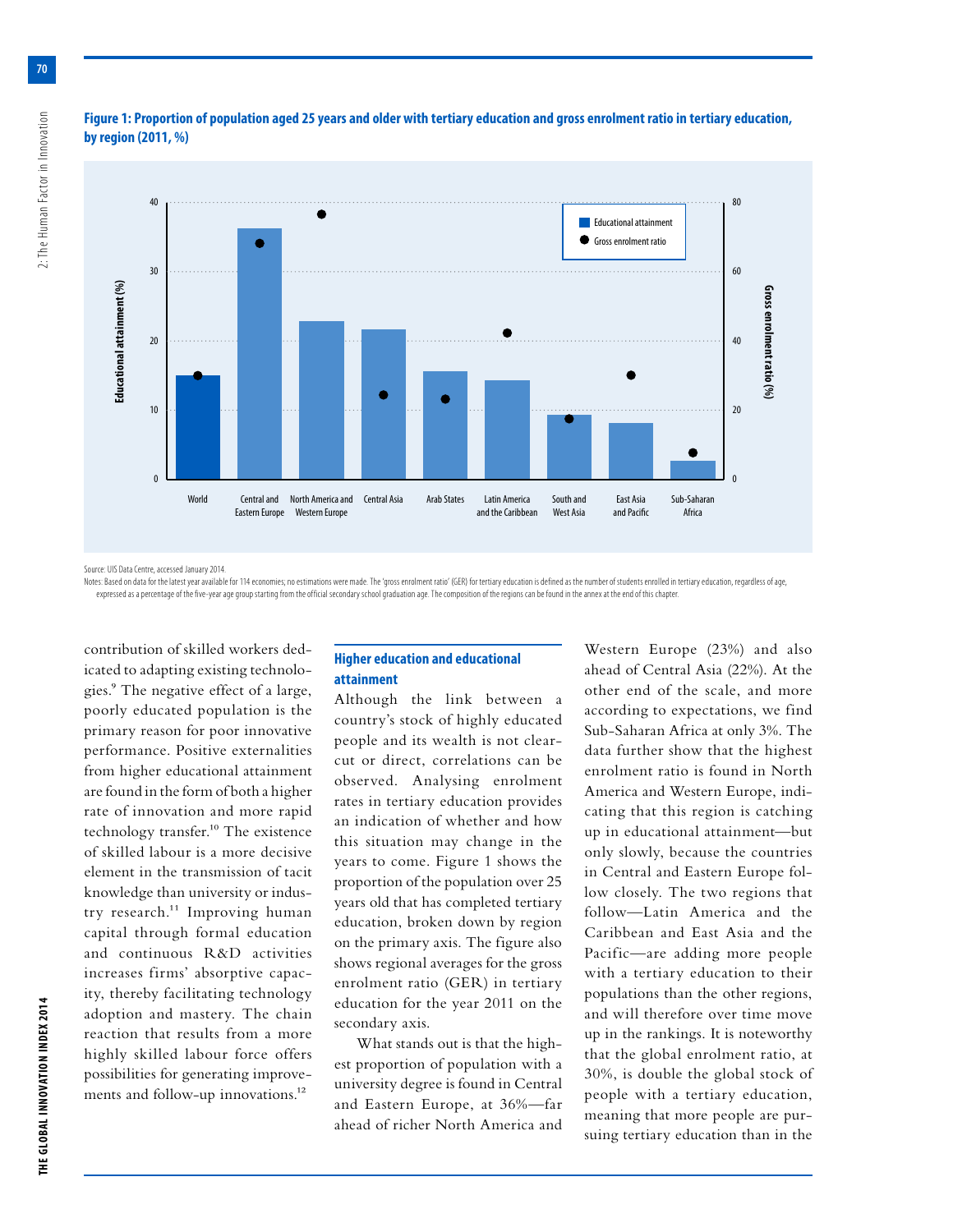**Figure 1: Proportion of population aged 25 years and older with tertiary education and gross enrolment ratio in tertiary education, by region (2011, %)**

Source: UIS Data Centre, accessed January 2014.

Notes: Based on data for the latest year available for 114 economies; no estimations were made. The 'gross enrolment ratio' (GER) for tertiary education is defined as the number of students enrolled in tertiary education, regardless of age, expressed as a percentage of the five-year age group starting from the official secondary school graduation age. The composition of the regions can be found in the annex at the end of this chapter.

contribution of skilled workers dedicated to adapting existing technologies.[9] The negative effect of a large, poorly educated population is the primary reason for poor innovative performance. Positive externalities from higher educational attainment are found in the form of both a higher rate of innovation and more rapid technology transfer.[10] The existence of skilled labour is a more decisive element in the transmission of tacit knowledge than university or industry research.[11] Improving human capital through formal education and continuous R&D activities increases firms' absorptive capacity, thereby facilitating technology adoption and mastery. The chain reaction that results from a more highly skilled labour force offers possibilities for generating improvements and follow-up innovations.[12]

### Higher education and educational attainment

Although the link between a country's stock of highly educated people and its wealth is not clear-cut or direct, correlations can be observed. Analysing enrolment rates in tertiary education provides an indication of whether and how this situation may change in the years to come. Figure 1 shows the proportion of the population over 25 years old that has completed tertiary education, broken down by region on the primary axis. The figure also shows regional averages for the gross enrolment ratio (GER) in tertiary education for the year 2011 on the secondary axis.

What stands out is that the highest proportion of population with a university degree is found in Central and Eastern Europe, at 36%—far ahead of richer North America and Western Europe (23%) and also ahead of Central Asia (22%). At the other end of the scale, and more according to expectations, we find Sub-Saharan Africa at only 3%. The data further show that the highest enrolment ratio is found in North America and Western Europe, indicating that this region is catching up in educational attainment—but only slowly, because the countries in Central and Eastern Europe follow closely. The two regions that follow—Latin America and the Caribbean and East Asia and the Pacific—are adding more people with a tertiary education to their populations than the other regions, and will therefore over time move up in the rankings. It is noteworthy that the global enrolment ratio, at 30%, is double the global stock of people with a tertiary education, meaning that more people are pursuing tertiary education than in the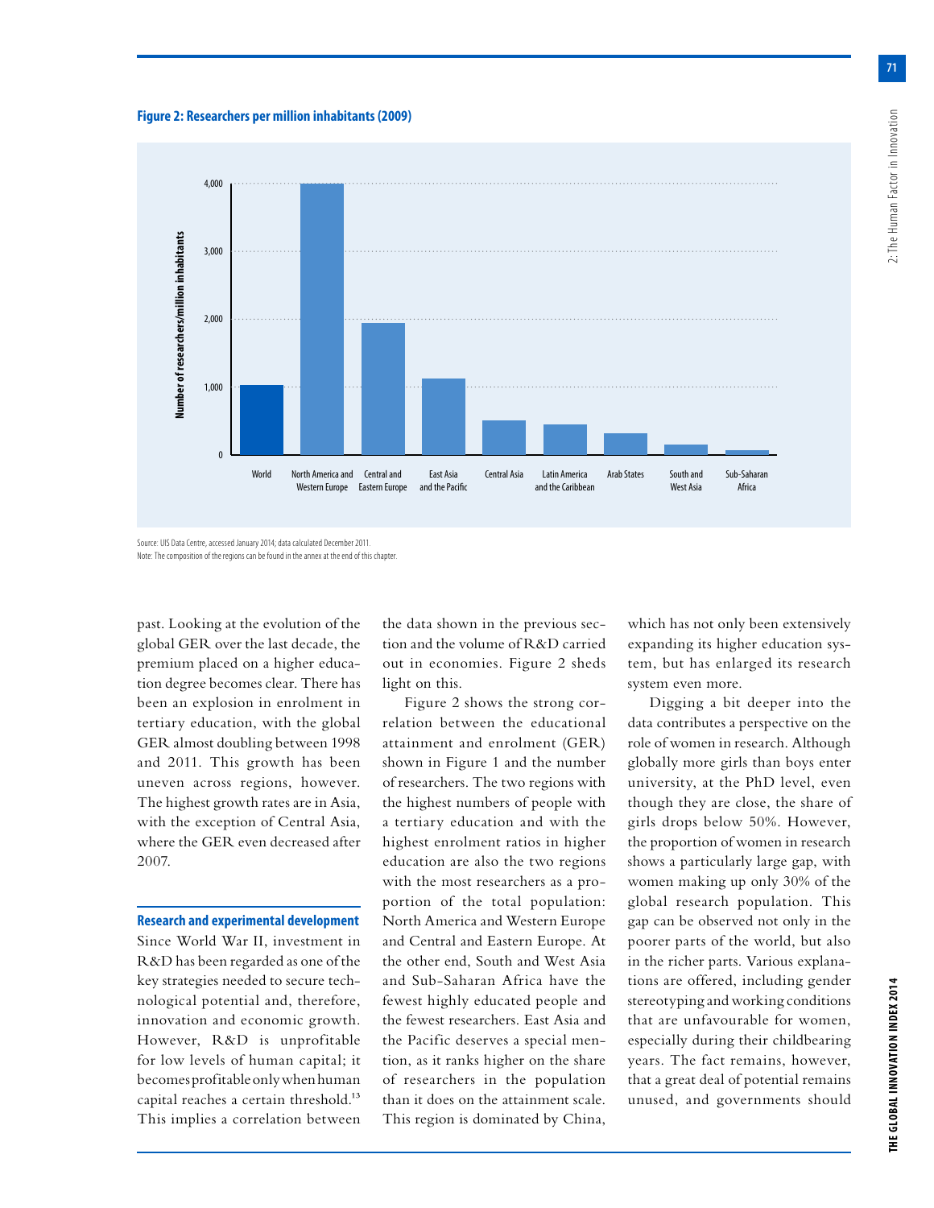**Figure 2: Researchers per million inhabitants (2009)**

Source: UIS Data Centre, accessed January 2014; data calculated December 2011.
Note: The composition of the regions can be found in the annex at the end of this chapter.

past. Looking at the evolution of the global GER over the last decade, the premium placed on a higher education degree becomes clear. There has been an explosion in enrolment in tertiary education, with the global GER almost doubling between 1998 and 2011. This growth has been uneven across regions, however. The highest growth rates are in Asia, with the exception of Central Asia, where the GER even decreased after 2007.

### Research and experimental development

Since World War II, investment in R&D has been regarded as one of the key strategies needed to secure technological potential and, therefore, innovation and economic growth. However, R&D is unprofitable for low levels of human capital; it becomes profitable only when human capital reaches a certain threshold.[13] This implies a correlation between the data shown in the previous section and the volume of R&D carried out in economies. Figure 2 sheds light on this.

Figure 2 shows the strong correlation between the educational attainment and enrolment (GER) shown in Figure 1 and the number of researchers. The two regions with the highest numbers of people with a tertiary education and with the highest enrolment ratios in higher education are also the two regions with the most researchers as a proportion of the total population: North America and Western Europe and Central and Eastern Europe. At the other end, South and West Asia and Sub-Saharan Africa have the fewest highly educated people and the fewest researchers. East Asia and the Pacific deserves a special mention, as it ranks higher on the share of researchers in the population than it does on the attainment scale. This region is dominated by China, which has not only been extensively expanding its higher education system, but has enlarged its research system even more.

Digging a bit deeper into the data contributes a perspective on the role of women in research. Although globally more girls than boys enter university, at the PhD level, even though they are close, the share of girls drops below 50%. However, the proportion of women in research shows a particularly large gap, with women making up only 30% of the global research population. This gap can be observed not only in the poorer parts of the world, but also in the richer parts. Various explanations are offered, including gender stereotyping and working conditions that are unfavourable for women, especially during their childbearing years. The fact remains, however, that a great deal of potential remains unused, and governments should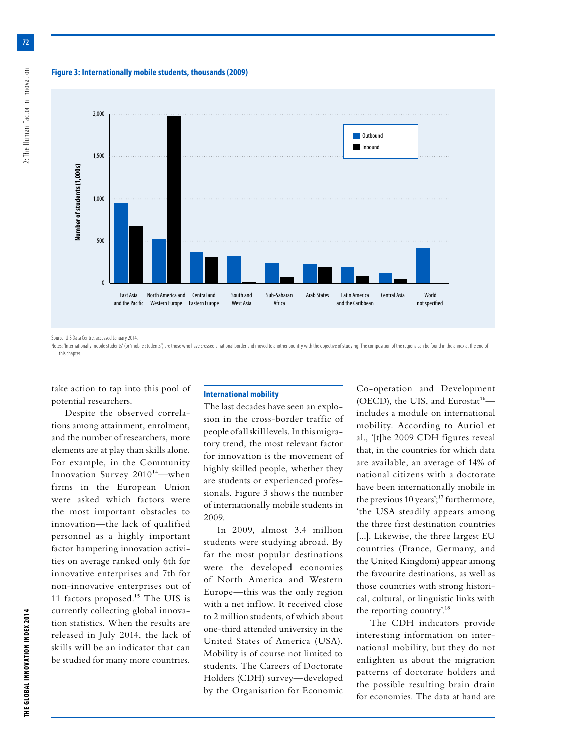**Figure 3: Internationally mobile students, thousands (2009)**

Source: UIS Data Centre, accessed January 2014.

Notes: 'Internationally mobile students' (or 'mobile students') are those who have crossed a national border and moved to another country with the objective of studying. The composition of the regions can be found in the annex at the end of this chapter.

take action to tap into this pool of potential researchers.

Despite the observed correlations among attainment, enrolment, and the number of researchers, more elements are at play than skills alone. For example, in the Community Innovation Survey 2010[14]—when firms in the European Union were asked which factors were the most important obstacles to innovation—the lack of qualified personnel as a highly important factor hampering innovation activities on average ranked only 6th for innovative enterprises and 7th for non-innovative enterprises out of 11 factors proposed.[15] The UIS is currently collecting global innovation statistics. When the results are released in July 2014, the lack of skills will be an indicator that can be studied for many more countries.

### International mobility

The last decades have seen an explosion in the cross-border traffic of people of all skill levels. In this migratory trend, the most relevant factor for innovation is the movement of highly skilled people, whether they are students or experienced professionals. Figure 3 shows the number of internationally mobile students in 2009.

In 2009, almost 3.4 million students were studying abroad. By far the most popular destinations were the developed economies of North America and Western Europe—this was the only region with a net inflow. It received close to 2 million students, of which about one-third attended university in the United States of America (USA). Mobility is of course not limited to students. The Careers of Doctorate Holders (CDH) survey—developed by the Organisation for Economic Co-operation and Development (OECD), the UIS, and Eurostat[16]—includes a module on international mobility. According to Auriol et al., '[t]he 2009 CDH figures reveal that, in the countries for which data are available, an average of 14% of national citizens with a doctorate have been internationally mobile in the previous 10 years';[17] furthermore, 'the USA steadily appears among the three first destination countries [...]. Likewise, the three largest EU countries (France, Germany, and the United Kingdom) appear among the favourite destinations, as well as those countries with strong historical, cultural, or linguistic links with the reporting country'.[18]

The CDH indicators provide interesting information on international mobility, but they do not enlighten us about the migration patterns of doctorate holders and the possible resulting brain drain for economies. The data at hand are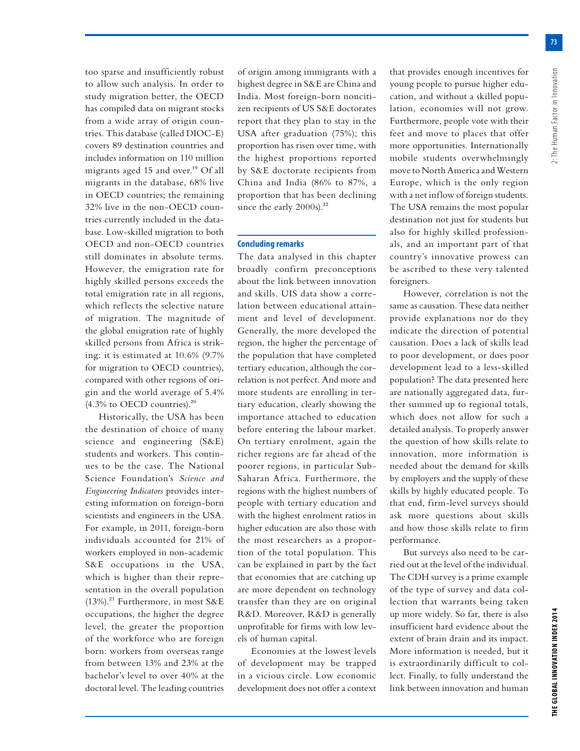too sparse and insufficiently robust to allow such analysis. In order to study migration better, the OECD has compiled data on migrant stocks from a wide array of origin countries. This database (called DIOC-E) covers 89 destination countries and includes information on 110 million migrants aged 15 and over.[19] Of all migrants in the database, 68% live in OECD countries; the remaining 32% live in the non-OECD countries currently included in the database. Low-skilled migration to both OECD and non-OECD countries still dominates in absolute terms. However, the emigration rate for highly skilled persons exceeds the total emigration rate in all regions, which reflects the selective nature of migration. The magnitude of the global emigration rate of highly skilled persons from Africa is striking: it is estimated at 10.6% (9.7% for migration to OECD countries), compared with other regions of origin and the world average of 5.4% (4.3% to OECD countries).[20]

Historically, the USA has been the destination of choice of many science and engineering (S&E) students and workers. This continues to be the case. The National Science Foundation's *Science and Engineering Indicators* provides interesting information on foreign-born scientists and engineers in the USA. For example, in 2011, foreign-born individuals accounted for 21% of workers employed in non-academic S&E occupations in the USA, which is higher than their representation in the overall population (13%).[21] Furthermore, in most S&E occupations, the higher the degree level, the greater the proportion of the workforce who are foreign born: workers from overseas range from between 13% and 23% at the bachelor's level to over 40% at the doctoral level. The leading countries of origin among immigrants with a highest degree in S&E are China and India. Most foreign-born noncitizen recipients of US S&E doctorates report that they plan to stay in the USA after graduation (75%); this proportion has risen over time, with the highest proportions reported by S&E doctorate recipients from China and India (86% to 87%, a proportion that has been declining since the early 2000s).[22]

## Concluding remarks

The data analysed in this chapter broadly confirm preconceptions about the link between innovation and skills. UIS data show a correlation between educational attainment and level of development. Generally, the more developed the region, the higher the percentage of the population that have completed tertiary education, although the correlation is not perfect. And more and more students are enrolling in tertiary education, clearly showing the importance attached to education before entering the labour market. On tertiary enrolment, again the richer regions are far ahead of the poorer regions, in particular Sub-Saharan Africa. Furthermore, the regions with the highest numbers of people with tertiary education and with the highest enrolment ratios in higher education are also those with the most researchers as a proportion of the total population. This can be explained in part by the fact that economies that are catching up are more dependent on technology transfer than they are on original R&D. Moreover, R&D is generally unprofitable for firms with low levels of human capital.

Economies at the lowest levels of development may be trapped in a vicious circle. Low economic development does not offer a context that provides enough incentives for young people to pursue higher education, and without a skilled population, economies will not grow. Furthermore, people vote with their feet and move to places that offer more opportunities. Internationally mobile students overwhelmingly move to North America and Western Europe, which is the only region with a net inflow of foreign students. The USA remains the most popular destination not just for students but also for highly skilled professionals, and an important part of that country's innovative prowess can be ascribed to these very talented foreigners.

However, correlation is not the same as causation. These data neither provide explanations nor do they indicate the direction of potential causation. Does a lack of skills lead to poor development, or does poor development lead to a less-skilled population? The data presented here are nationally aggregated data, further summed up to regional totals, which does not allow for such a detailed analysis. To properly answer the question of how skills relate to innovation, more information is needed about the demand for skills by employers and the supply of these skills by highly educated people. To that end, firm-level surveys should ask more questions about skills and how those skills relate to firm performance.

But surveys also need to be carried out at the level of the individual. The CDH survey is a prime example of the type of survey and data collection that warrants being taken up more widely. So far, there is also insufficient hard evidence about the extent of brain drain and its impact. More information is needed, but it is extraordinarily difficult to collect. Finally, to fully understand the link between innovation and human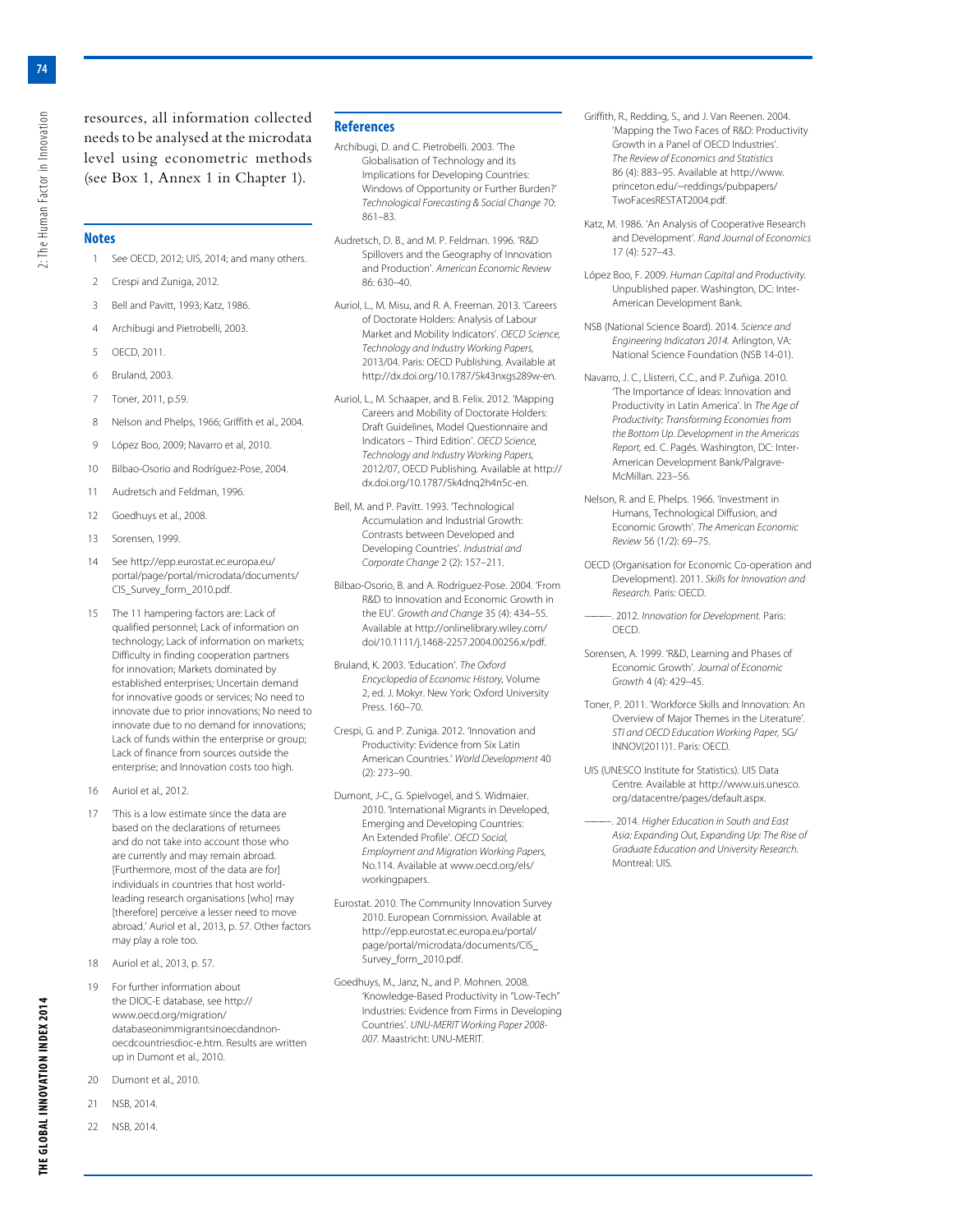resources, all information collected needs to be analysed at the microdata level using econometric methods (see Box 1, Annex 1 in Chapter 1).

## Notes

1. See OECD, 2012; UIS, 2014; and many others.
2. Crespi and Zuniga, 2012.
3. Bell and Pavitt, 1993; Katz, 1986.
4. Archibugi and Pietrobelli, 2003.
5. OECD, 2011.
6. Bruland, 2003.
7. Toner, 2011, p.59.
8. Nelson and Phelps, 1966; Griffith et al., 2004.
9. López Boo, 2009; Navarro et al, 2010.
10. Bilbao-Osorio and Rodríguez-Pose, 2004.
11. Audretsch and Feldman, 1996.
12. Goedhuys et al., 2008.
13. Sorensen, 1999.
14. See http://epp.eurostat.ec.europa.eu/portal/page/portal/microdata/documents/CIS_Survey_form_2010.pdf.
15. The 11 hampering factors are: Lack of qualified personnel; Lack of information on technology; Lack of information on markets; Difficulty in finding cooperation partners for innovation; Markets dominated by established enterprises; Uncertain demand for innovative goods or services; No need to innovate due to prior innovations; No need to innovate due to no demand for innovations; Lack of funds within the enterprise or group; Lack of finance from sources outside the enterprise; and Innovation costs too high.
16. Auriol et al., 2012.
17. 'This is a low estimate since the data are based on the declarations of returnees and do not take into account those who are currently and may remain abroad. [Furthermore, most of the data are for] individuals in countries that host world-leading research organisations [who] may [therefore] perceive a lesser need to move abroad.' Auriol et al., 2013, p. 57. Other factors may play a role too.
18. Auriol et al., 2013, p. 57.
19. For further information about the DIOC-E database, see http://www.oecd.org/migration/databaseonimmigrantsinoecdandnon-oecdcountriesdioc-e.htm. Results are written up in Dumont et al., 2010.
20. Dumont et al., 2010.
21. NSB, 2014.
22. NSB, 2014.

## References

Archibugi, D. and C. Pietrobelli. 2003. 'The Globalisation of Technology and its Implications for Developing Countries: Windows of Opportunity or Further Burden?' *Technological Forecasting & Social Change* 70: 861–83.

Audretsch, D. B., and M. P. Feldman. 1996. 'R&D Spillovers and the Geography of Innovation and Production'. *American Economic Review* 86: 630–40.

Auriol, L., M. Misu, and R. A. Freeman. 2013. 'Careers of Doctorate Holders: Analysis of Labour Market and Mobility Indicators'. *OECD Science, Technology and Industry Working Papers*, 2013/04. Paris: OECD Publishing. Available at http://dx.doi.org/10.1787/5k43nxgs289w-en.

Auriol, L., M. Schaaper, and B. Felix. 2012. 'Mapping Careers and Mobility of Doctorate Holders: Draft Guidelines, Model Questionnaire and Indicators – Third Edition'. *OECD Science, Technology and Industry Working Papers*, 2012/07, OECD Publishing. Available at http://dx.doi.org/10.1787/5k4dnq2h4n5c-en.

Bell, M. and P. Pavitt. 1993. 'Technological Accumulation and Industrial Growth: Contrasts between Developed and Developing Countries'. *Industrial and Corporate Change* 2 (2): 157–211.

Bilbao-Osorio, B. and A. Rodríguez-Pose. 2004. 'From R&D to Innovation and Economic Growth in the EU'. *Growth and Change* 35 (4): 434–55. Available at http://onlinelibrary.wiley.com/doi/10.1111/j.1468-2257.2004.00256.x/pdf.

Bruland, K. 2003. 'Education'. *The Oxford Encyclopedia of Economic History*, Volume 2, ed. J. Mokyr. New York: Oxford University Press. 160–70.

Crespi, G. and P. Zuniga. 2012. 'Innovation and Productivity: Evidence from Six Latin American Countries.' *World Development* 40 (2): 273–90.

Dumont, J-C., G. Spielvogel, and S. Widmaier. 2010. 'International Migrants in Developed, Emerging and Developing Countries: An Extended Profile'. *OECD Social, Employment and Migration Working Papers*, No.114. Available at www.oecd.org/els/workingpapers.

Eurostat. 2010. The Community Innovation Survey 2010. European Commission. Available at http://epp.eurostat.ec.europa.eu/portal/page/portal/microdata/documents/CIS_Survey_form_2010.pdf.

Goedhuys, M., Janz, N., and P. Mohnen. 2008. 'Knowledge-Based Productivity in "Low-Tech" Industries: Evidence from Firms in Developing Countries'. *UNU-MERIT Working Paper 2008-007*. Maastricht: UNU-MERIT.

Griffith, R., Redding, S., and J. Van Reenen. 2004. 'Mapping the Two Faces of R&D: Productivity Growth in a Panel of OECD Industries'. *The Review of Economics and Statistics* 86 (4): 883–95. Available at http://www.princeton.edu/~reddings/pubpapers/TwoFacesRESTAT2004.pdf.

Katz, M. 1986. 'An Analysis of Cooperative Research and Development'. *Rand Journal of Economics* 17 (4): 527–43.

López Boo, F. 2009. *Human Capital and Productivity*. Unpublished paper. Washington, DC: Inter-American Development Bank.

NSB (National Science Board). 2014. *Science and Engineering Indicators 2014*. Arlington, VA: National Science Foundation (NSB 14-01).

Navarro, J. C., Llisterri, C.C., and P. Zuñiga. 2010. 'The Importance of Ideas: Innovation and Productivity in Latin America'. In *The Age of Productivity: Transforming Economies from the Bottom Up. Development in the Americas Report*, ed. C. Pagés. Washington, DC: Inter-American Development Bank/Palgrave-McMillan. 223–56.

Nelson, R. and E. Phelps. 1966. 'Investment in Humans, Technological Diffusion, and Economic Growth'. *The American Economic Review* 56 (1/2): 69–75.

OECD (Organisation for Economic Co-operation and Development). 2011. *Skills for Innovation and Research*. Paris: OECD.

———. 2012. *Innovation for Development*. Paris: OECD.

Sorensen, A. 1999. 'R&D, Learning and Phases of Economic Growth'. *Journal of Economic Growth* 4 (4): 429–45.

Toner, P. 2011. 'Workforce Skills and Innovation: An Overview of Major Themes in the Literature'. *STI and OECD Education Working Paper*, SG/INNOV(2011)1. Paris: OECD.

UIS (UNESCO Institute for Statistics). UIS Data Centre. Available at http://www.uis.unesco.org/datacentre/pages/default.aspx.

———. 2014. *Higher Education in South and East Asia: Expanding Out, Expanding Up: The Rise of Graduate Education and University Research*. Montreal: UIS.